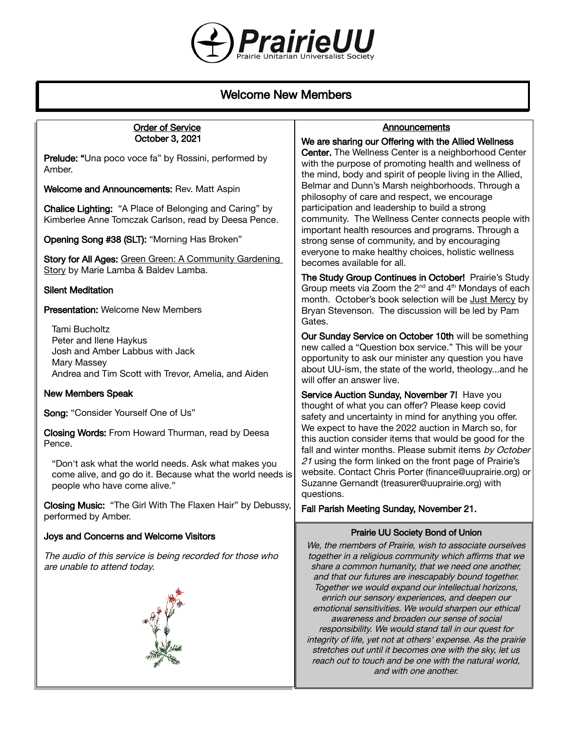# PrairieUU

Prairie Unitarian Universalist Society

## Welcome New Members

### Order of Service
October 3, 2021

**Prelude:** "Una poco voce fa" by Rossini, performed by Amber.

**Welcome and Announcements:** Rev. Matt Aspin

**Chalice Lighting:** "A Place of Belonging and Caring" by Kimberlee Anne Tomczak Carlson, read by Deesa Pence.

**Opening Song #38 (SLT):** "Morning Has Broken"

**Story for All Ages:** Green Green: A Community Gardening Story by Marie Lamba & Baldev Lamba.

**Silent Meditation**

**Presentation:** Welcome New Members

Tami Bucholtz
Peter and Ilene Haykus
Josh and Amber Labbus with Jack
Mary Massey
Andrea and Tim Scott with Trevor, Amelia, and Aiden

**New Members Speak**

**Song:** "Consider Yourself One of Us"

**Closing Words:** From Howard Thurman, read by Deesa Pence.

"Don't ask what the world needs. Ask what makes you come alive, and go do it. Because what the world needs is people who have come alive."

**Closing Music:** "The Girl With The Flaxen Hair" by Debussy, performed by Amber.

**Joys and Concerns and Welcome Visitors**

*The audio of this service is being recorded for those who are unable to attend today.*

### Announcements

**We are sharing our Offering with the Allied Wellness Center.** The Wellness Center is a neighborhood Center with the purpose of promoting health and wellness of the mind, body and spirit of people living in the Allied, Belmar and Dunn's Marsh neighborhoods. Through a philosophy of care and respect, we encourage participation and leadership to build a strong community. The Wellness Center connects people with important health resources and programs. Through a strong sense of community, and by encouraging everyone to make healthy choices, holistic wellness becomes available for all.

**The Study Group Continues in October!** Prairie's Study Group meets via Zoom the 2nd and 4th Mondays of each month. October's book selection will be Just Mercy by Bryan Stevenson. The discussion will be led by Pam Gates.

**Our Sunday Service on October 10th** will be something new called a "Question box service." This will be your opportunity to ask our minister any question you have about UU-ism, the state of the world, theology...and he will offer an answer live.

**Service Auction Sunday, November 7!** Have you thought of what you can offer? Please keep covid safety and uncertainty in mind for anything you offer. We expect to have the 2022 auction in March so, for this auction consider items that would be good for the fall and winter months. Please submit items *by October 21* using the form linked on the front page of Prairie's website. Contact Chris Porter (finance@uuprairie.org) or Suzanne Gernandt (treasurer@uuprairie.org) with questions.

**Fall Parish Meeting Sunday, November 21.**

### Prairie UU Society Bond of Union

*We, the members of Prairie, wish to associate ourselves together in a religious community which affirms that we share a common humanity, that we need one another, and that our futures are inescapably bound together. Together we would expand our intellectual horizons, enrich our sensory experiences, and deepen our emotional sensitivities. We would sharpen our ethical awareness and broaden our sense of social responsibility. We would stand tall in our quest for integrity of life, yet not at others' expense. As the prairie stretches out until it becomes one with the sky, let us reach out to touch and be one with the natural world, and with one another.*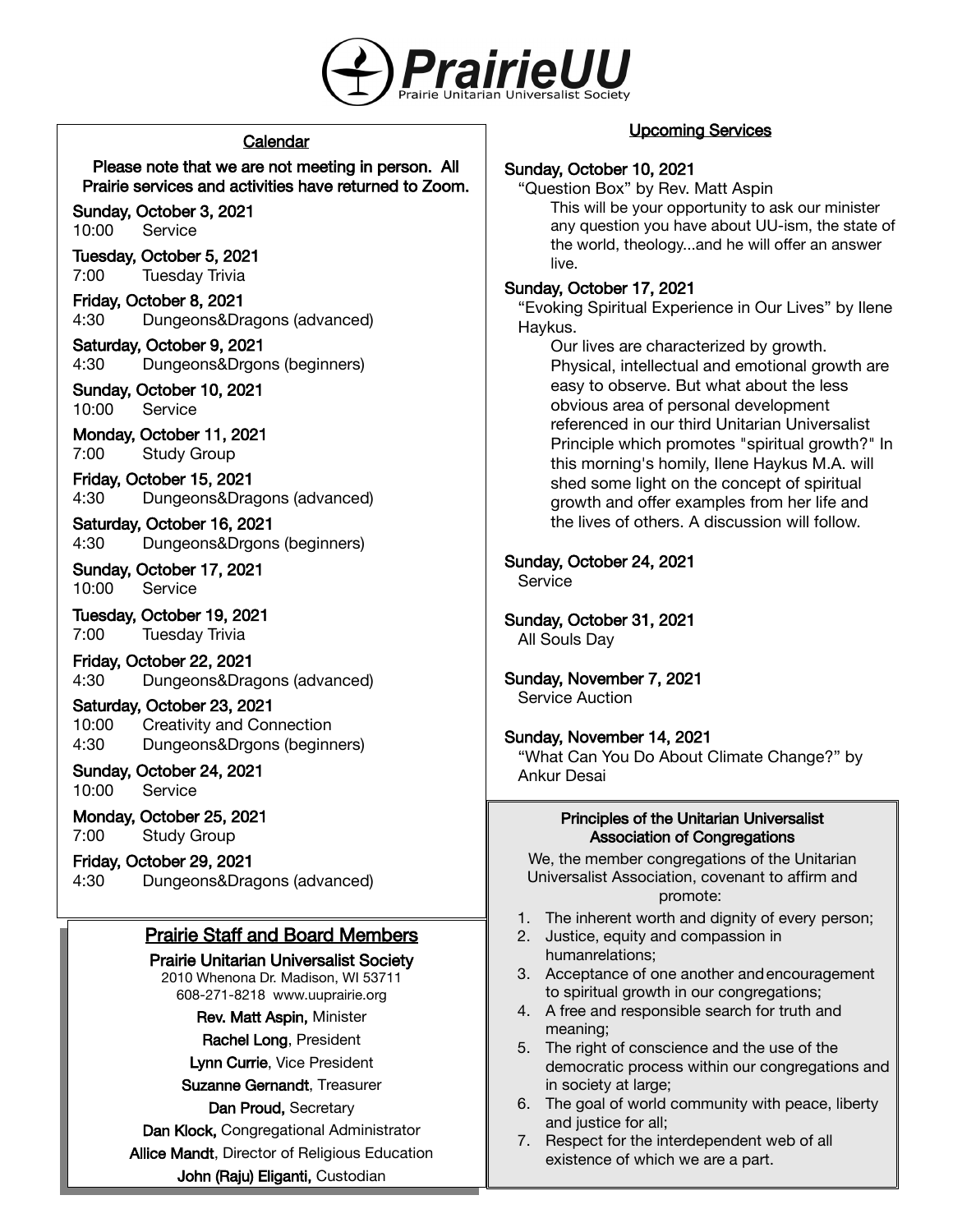# PrairieUU

Prairie Unitarian Universalist Society

## Calendar

**Please note that we are not meeting in person. All Prairie services and activities have returned to Zoom.**

**Sunday, October 3, 2021**
10:00 Service

**Tuesday, October 5, 2021**
7:00 Tuesday Trivia

**Friday, October 8, 2021**
4:30 Dungeons&Dragons (advanced)

**Saturday, October 9, 2021**
4:30 Dungeons&Drgons (beginners)

**Sunday, October 10, 2021**
10:00 Service

**Monday, October 11, 2021**
7:00 Study Group

**Friday, October 15, 2021**
4:30 Dungeons&Dragons (advanced)

**Saturday, October 16, 2021**
4:30 Dungeons&Drgons (beginners)

**Sunday, October 17, 2021**
10:00 Service

**Tuesday, October 19, 2021**
7:00 Tuesday Trivia

**Friday, October 22, 2021**
4:30 Dungeons&Dragons (advanced)

**Saturday, October 23, 2021**
10:00 Creativity and Connection
4:30 Dungeons&Drgons (beginners)

**Sunday, October 24, 2021**
10:00 Service

**Monday, October 25, 2021**
7:00 Study Group

**Friday, October 29, 2021**
4:30 Dungeons&Dragons (advanced)

## Prairie Staff and Board Members

**Prairie Unitarian Universalist Society**
2010 Whenona Dr. Madison, WI 53711
608-271-8218 www.uuprairie.org

**Rev. Matt Aspin,** Minister
**Rachel Long**, President
**Lynn Currie**, Vice President
**Suzanne Gernandt**, Treasurer
**Dan Proud,** Secretary
**Dan Klock,** Congregational Administrator
**Allice Mandt**, Director of Religious Education
**John (Raju) Eliganti,** Custodian

## Upcoming Services

**Sunday, October 10, 2021**
"Question Box" by Rev. Matt Aspin

This will be your opportunity to ask our minister any question you have about UU-ism, the state of the world, theology...and he will offer an answer live.

**Sunday, October 17, 2021**
"Evoking Spiritual Experience in Our Lives" by Ilene Haykus.

Our lives are characterized by growth. Physical, intellectual and emotional growth are easy to observe. But what about the less obvious area of personal development referenced in our third Unitarian Universalist Principle which promotes "spiritual growth?" In this morning's homily, Ilene Haykus M.A. will shed some light on the concept of spiritual growth and offer examples from her life and the lives of others. A discussion will follow.

**Sunday, October 24, 2021**
Service

**Sunday, October 31, 2021**
All Souls Day

**Sunday, November 7, 2021**
Service Auction

**Sunday, November 14, 2021**
"What Can You Do About Climate Change?" by Ankur Desai

### Principles of the Unitarian Universalist Association of Congregations

We, the member congregations of the Unitarian Universalist Association, covenant to affirm and promote:

1. The inherent worth and dignity of every person;
2. Justice, equity and compassion in humanrelations;
3. Acceptance of one another andencouragement to spiritual growth in our congregations;
4. A free and responsible search for truth and meaning;
5. The right of conscience and the use of the democratic process within our congregations and in society at large;
6. The goal of world community with peace, liberty and justice for all;
7. Respect for the interdependent web of all existence of which we are a part.